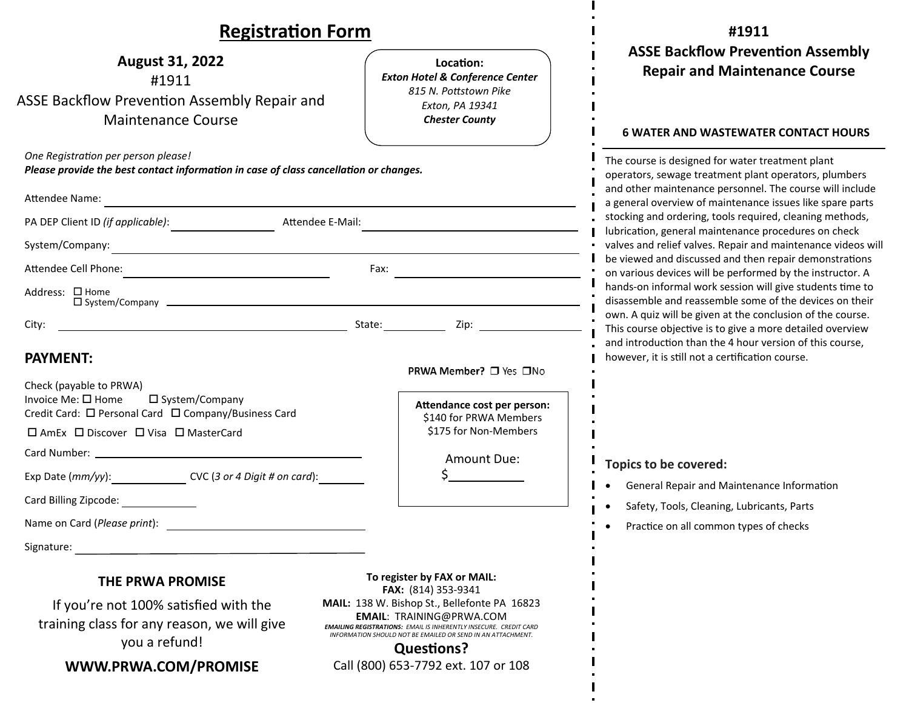# Registration Form

**August 31, 2022**

#1911

ASSE Backflow Prevention Assembly Repair and Maintenance Course

**Location:**
***Exton Hotel & Conference Center***
*815 N. Pottstown Pike*
*Exton, PA 19341*
***Chester County***

*One Registration per person please!*
***Please provide the best contact information in case of class cancellation or changes.***

Attendee Name: ______________________________

PA DEP Client ID *(if applicable)*: ______________ Attendee E-Mail: ______________________

System/Company: ______________________________

Attendee Cell Phone: ______________________ Fax: ______________________

Address: ☐ Home ☐ System/Company ______________________________

City: ______________________ State: __________ Zip: __________

## PAYMENT:

**PRWA Member?** ☐ Yes ☐ No

Check (payable to PRWA)
Invoice Me: ☐ Home ☐ System/Company
Credit Card: ☐ Personal Card ☐ Company/Business Card

☐ AmEx ☐ Discover ☐ Visa ☐ MasterCard

Card Number: ______________________________

Exp Date (*mm/yy*): __________ CVC (*3 or 4 Digit # on card*): ________

Card Billing Zipcode: __________

Name on Card (*Please print*): ______________________

Signature: ______________________________

**Attendance cost per person:**
$140 for PRWA Members
$175 for Non-Members

Amount Due:
$__________

### THE PRWA PROMISE

If you're not 100% satisfied with the training class for any reason, we will give you a refund!

**WWW.PRWA.COM/PROMISE**

**To register by FAX or MAIL:**
**FAX:** (814) 353-9341
**MAIL:** 138 W. Bishop St., Bellefonte PA 16823
**EMAIL**: TRAINING@PRWA.COM

***EMAILING REGISTRATIONS:*** *EMAIL IS INHERENTLY INSECURE. CREDIT CARD INFORMATION SHOULD NOT BE EMAILED OR SEND IN AN ATTACHMENT.*

**Questions?**
Call (800) 653-7792 ext. 107 or 108

## #1911
## ASSE Backflow Prevention Assembly Repair and Maintenance Course

**6 WATER AND WASTEWATER CONTACT HOURS**

The course is designed for water treatment plant operators, sewage treatment plant operators, plumbers and other maintenance personnel. The course will include a general overview of maintenance issues like spare parts stocking and ordering, tools required, cleaning methods, lubrication, general maintenance procedures on check valves and relief valves. Repair and maintenance videos will be viewed and discussed and then repair demonstrations on various devices will be performed by the instructor. A hands-on informal work session will give students time to disassemble and reassemble some of the devices on their own. A quiz will be given at the conclusion of the course. This course objective is to give a more detailed overview and introduction than the 4 hour version of this course, however, it is still not a certification course.

**Topics to be covered:**

- General Repair and Maintenance Information
- Safety, Tools, Cleaning, Lubricants, Parts
- Practice on all common types of checks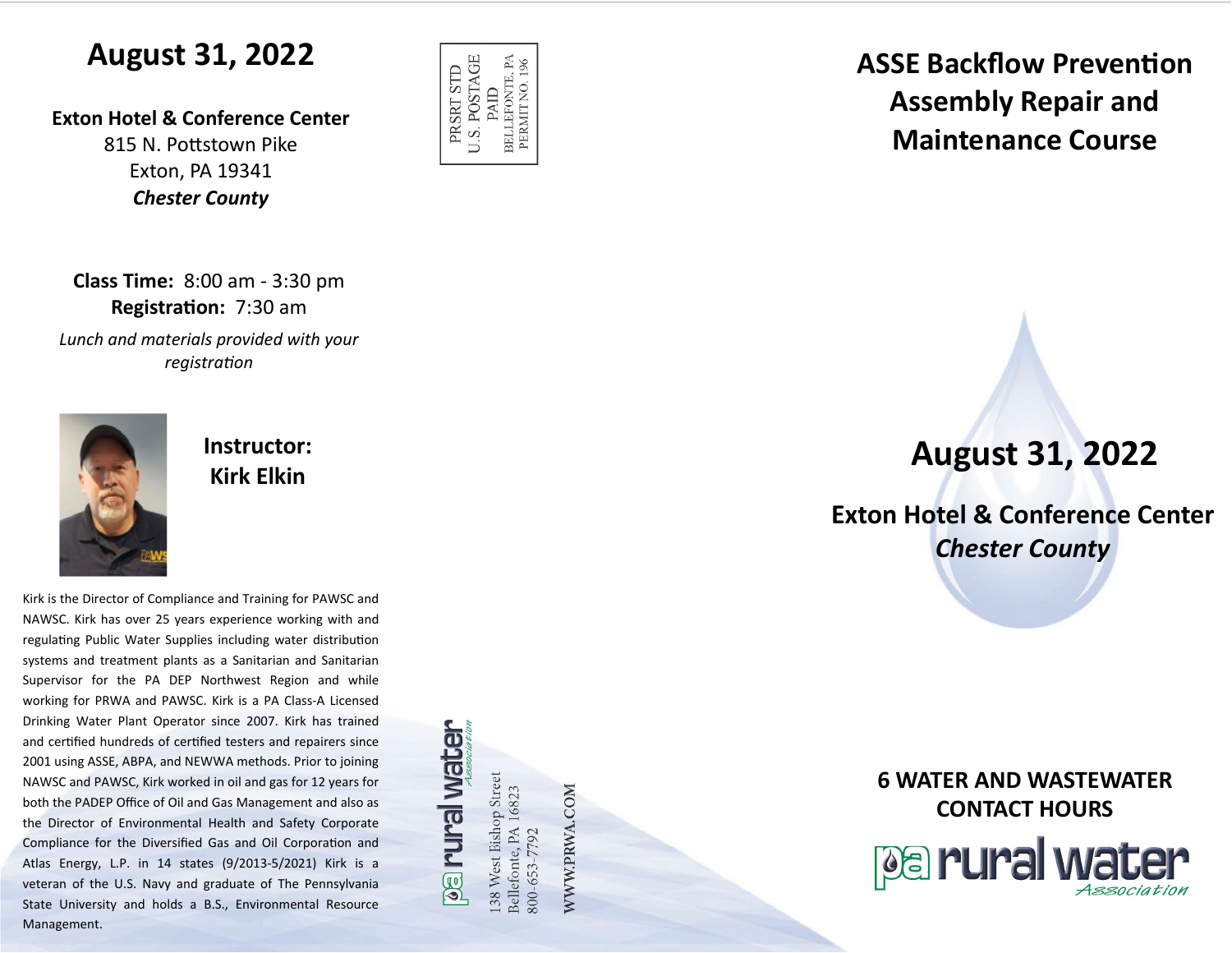# August 31, 2022

**Exton Hotel & Conference Center**
815 N. Pottstown Pike
Exton, PA 19341
***Chester County***

**Class Time:** 8:00 am - 3:30 pm
**Registration:** 7:30 am

*Lunch and materials provided with your registration*

**Instructor:**
**Kirk Elkin**

Kirk is the Director of Compliance and Training for PAWSC and NAWSC. Kirk has over 25 years experience working with and regulating Public Water Supplies including water distribution systems and treatment plants as a Sanitarian and Sanitarian Supervisor for the PA DEP Northwest Region and while working for PRWA and PAWSC. Kirk is a PA Class-A Licensed Drinking Water Plant Operator since 2007. Kirk has trained and certified hundreds of certified testers and repairers since 2001 using ASSE, ABPA, and NEWWA methods. Prior to joining NAWSC and PAWSC, Kirk worked in oil and gas for 12 years for both the PADEP Office of Oil and Gas Management and also as the Director of Environmental Health and Safety Corporate Compliance for the Diversified Gas and Oil Corporation and Atlas Energy, L.P. in 14 states (9/2013-5/2021) Kirk is a veteran of the U.S. Navy and graduate of The Pennsylvania State University and holds a B.S., Environmental Resource Management.

PRSRT STD
U.S. POSTAGE
PAID
BELLEFONTE, PA
PERMIT NO. 196

pa rural water Association
138 West Bishop Street
Bellefonte, PA 16823
800-653-7792

WWW.PRWA.COM

# ASSE Backflow Prevention Assembly Repair and Maintenance Course

## August 31, 2022

**Exton Hotel & Conference Center**
***Chester County***

**6 WATER AND WASTEWATER CONTACT HOURS**

pa rural water Association